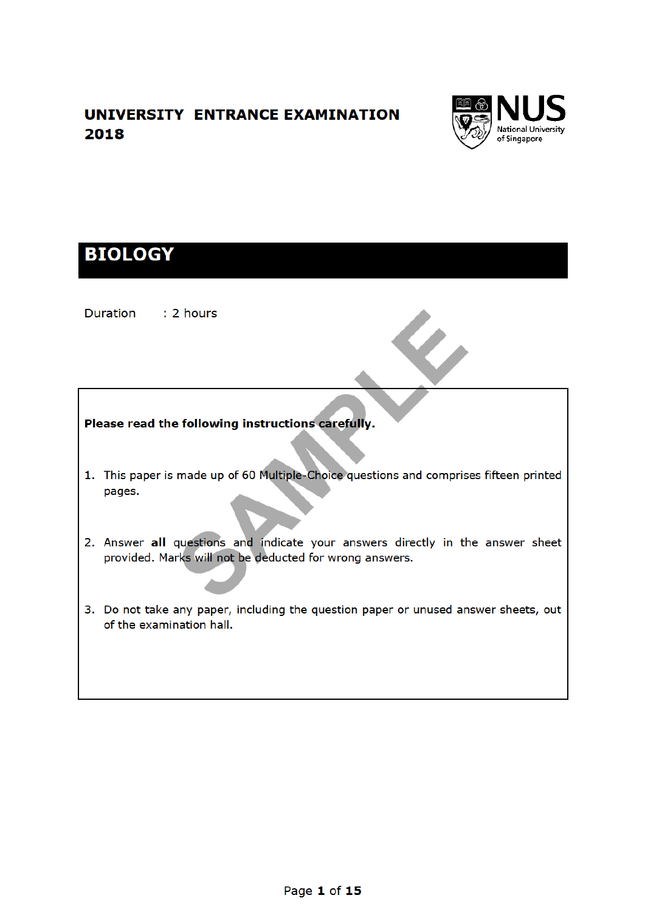# UNIVERSITY ENTRANCE EXAMINATION 2018

National University of Singapore

## BIOLOGY

Duration : 2 hours

**Please read the following instructions carefully.**

1. This paper is made up of 60 Multiple-Choice questions and comprises fifteen printed pages.

2. Answer **all** questions and indicate your answers directly in the answer sheet provided. Marks will not be deducted for wrong answers.

3. Do not take any paper, including the question paper or unused answer sheets, out of the examination hall.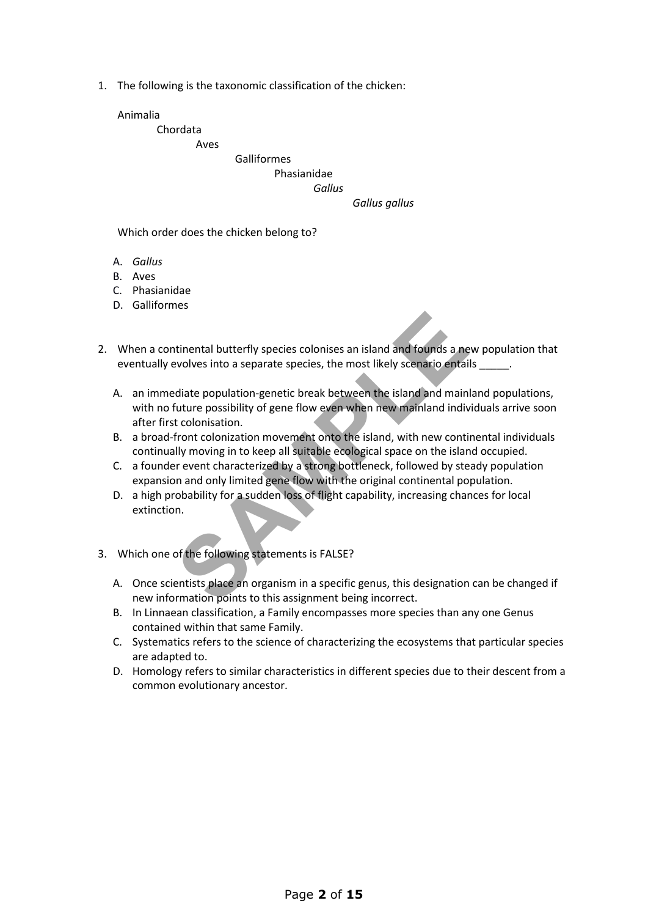1. The following is the taxonomic classification of the chicken:

   Animalia
   - Chordata
     - Aves
       - Galliformes
         - Phasianidae
           - *Gallus*
             - *Gallus gallus*

   Which order does the chicken belong to?

   A. *Gallus*
   B. Aves
   C. Phasianidae
   D. Galliformes

2. When a continental butterfly species colonises an island and founds a new population that eventually evolves into a separate species, the most likely scenario entails _____.

   A. an immediate population-genetic break between the island and mainland populations, with no future possibility of gene flow even when new mainland individuals arrive soon after first colonisation.
   B. a broad-front colonization movement onto the island, with new continental individuals continually moving in to keep all suitable ecological space on the island occupied.
   C. a founder event characterized by a strong bottleneck, followed by steady population expansion and only limited gene flow with the original continental population.
   D. a high probability for a sudden loss of flight capability, increasing chances for local extinction.

3. Which one of the following statements is FALSE?

   A. Once scientists place an organism in a specific genus, this designation can be changed if new information points to this assignment being incorrect.
   B. In Linnaean classification, a Family encompasses more species than any one Genus contained within that same Family.
   C. Systematics refers to the science of characterizing the ecosystems that particular species are adapted to.
   D. Homology refers to similar characteristics in different species due to their descent from a common evolutionary ancestor.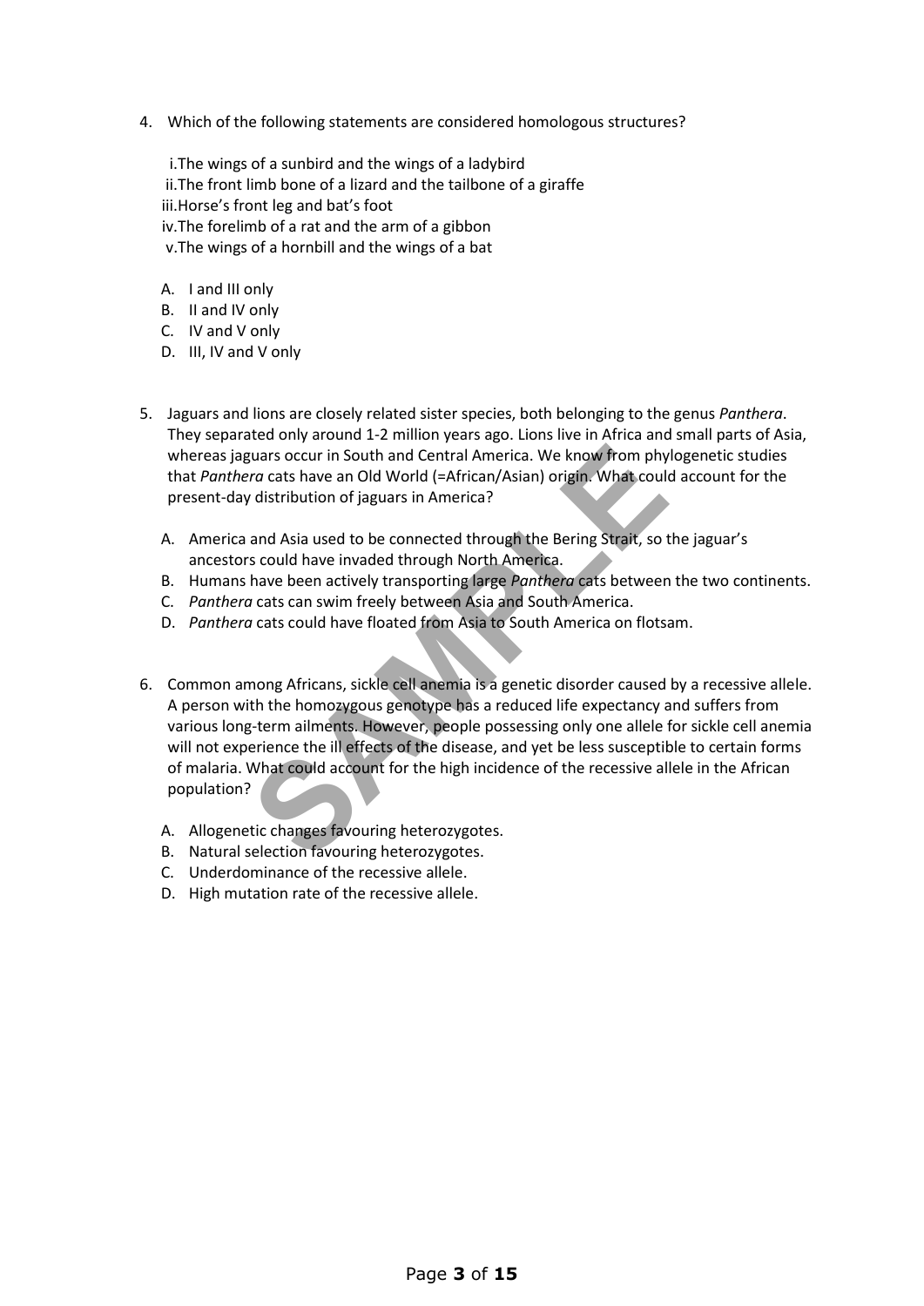4. Which of the following statements are considered homologous structures?

   i. The wings of a sunbird and the wings of a ladybird
   ii. The front limb bone of a lizard and the tailbone of a giraffe
   iii. Horse's front leg and bat's foot
   iv. The forelimb of a rat and the arm of a gibbon
   v. The wings of a hornbill and the wings of a bat

   A. I and III only
   B. II and IV only
   C. IV and V only
   D. III, IV and V only

5. Jaguars and lions are closely related sister species, both belonging to the genus *Panthera*. They separated only around 1-2 million years ago. Lions live in Africa and small parts of Asia, whereas jaguars occur in South and Central America. We know from phylogenetic studies that *Panthera* cats have an Old World (=African/Asian) origin. What could account for the present-day distribution of jaguars in America?

   A. America and Asia used to be connected through the Bering Strait, so the jaguar's ancestors could have invaded through North America.
   B. Humans have been actively transporting large *Panthera* cats between the two continents.
   C. *Panthera* cats can swim freely between Asia and South America.
   D. *Panthera* cats could have floated from Asia to South America on flotsam.

6. Common among Africans, sickle cell anemia is a genetic disorder caused by a recessive allele. A person with the homozygous genotype has a reduced life expectancy and suffers from various long-term ailments. However, people possessing only one allele for sickle cell anemia will not experience the ill effects of the disease, and yet be less susceptible to certain forms of malaria. What could account for the high incidence of the recessive allele in the African population?

   A. Allogenetic changes favouring heterozygotes.
   B. Natural selection favouring heterozygotes.
   C. Underdominance of the recessive allele.
   D. High mutation rate of the recessive allele.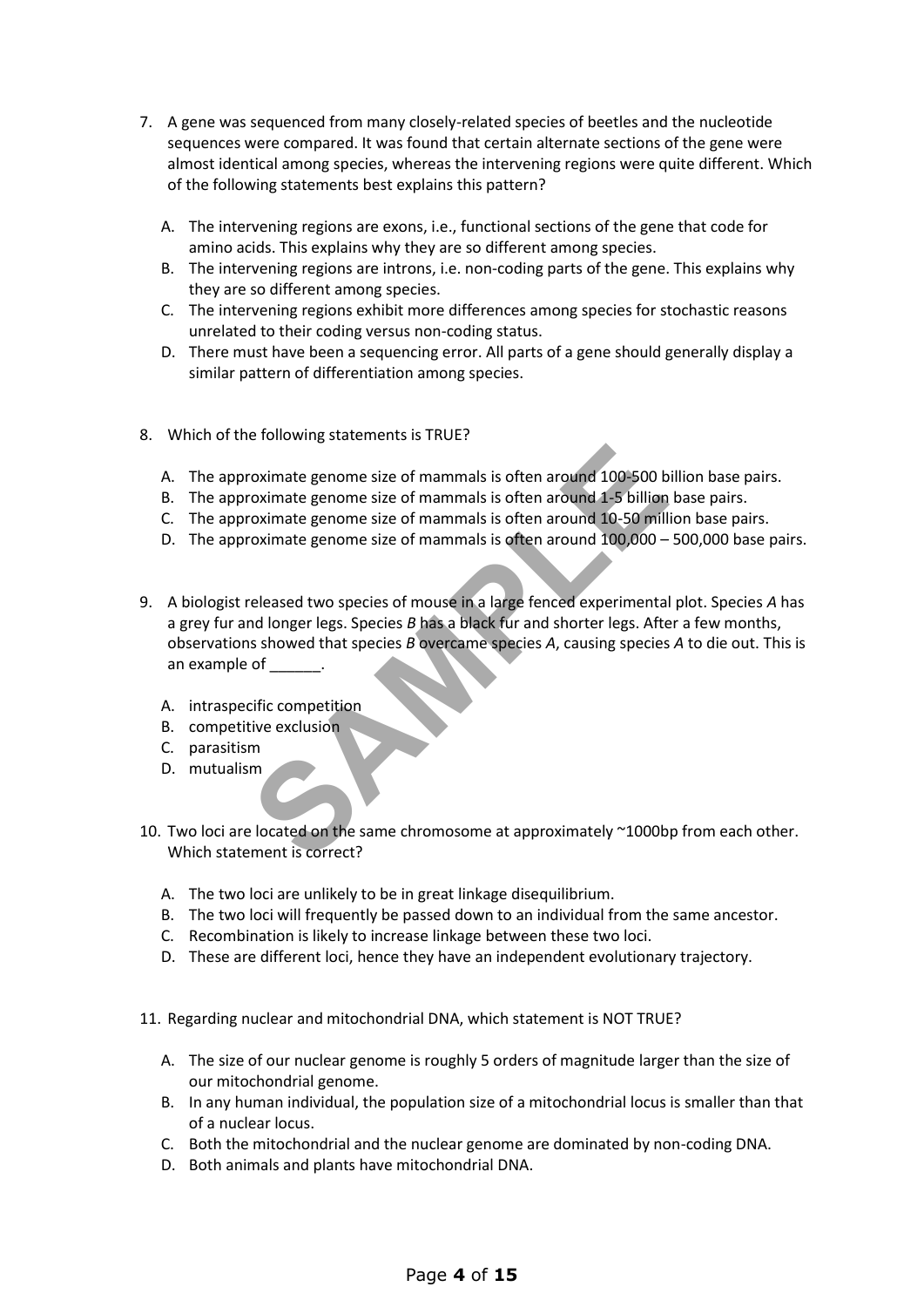7. A gene was sequenced from many closely-related species of beetles and the nucleotide sequences were compared. It was found that certain alternate sections of the gene were almost identical among species, whereas the intervening regions were quite different. Which of the following statements best explains this pattern?

   A. The intervening regions are exons, i.e., functional sections of the gene that code for amino acids. This explains why they are so different among species.
   B. The intervening regions are introns, i.e. non-coding parts of the gene. This explains why they are so different among species.
   C. The intervening regions exhibit more differences among species for stochastic reasons unrelated to their coding versus non-coding status.
   D. There must have been a sequencing error. All parts of a gene should generally display a similar pattern of differentiation among species.

8. Which of the following statements is TRUE?

   A. The approximate genome size of mammals is often around 100-500 billion base pairs.
   B. The approximate genome size of mammals is often around 1-5 billion base pairs.
   C. The approximate genome size of mammals is often around 10-50 million base pairs.
   D. The approximate genome size of mammals is often around 100,000 – 500,000 base pairs.

9. A biologist released two species of mouse in a large fenced experimental plot. Species *A* has a grey fur and longer legs. Species *B* has a black fur and shorter legs. After a few months, observations showed that species *B* overcame species *A*, causing species *A* to die out. This is an example of ______.

   A. intraspecific competition
   B. competitive exclusion
   C. parasitism
   D. mutualism

10. Two loci are located on the same chromosome at approximately ~1000bp from each other. Which statement is correct?

    A. The two loci are unlikely to be in great linkage disequilibrium.
    B. The two loci will frequently be passed down to an individual from the same ancestor.
    C. Recombination is likely to increase linkage between these two loci.
    D. These are different loci, hence they have an independent evolutionary trajectory.

11. Regarding nuclear and mitochondrial DNA, which statement is NOT TRUE?

    A. The size of our nuclear genome is roughly 5 orders of magnitude larger than the size of our mitochondrial genome.
    B. In any human individual, the population size of a mitochondrial locus is smaller than that of a nuclear locus.
    C. Both the mitochondrial and the nuclear genome are dominated by non-coding DNA.
    D. Both animals and plants have mitochondrial DNA.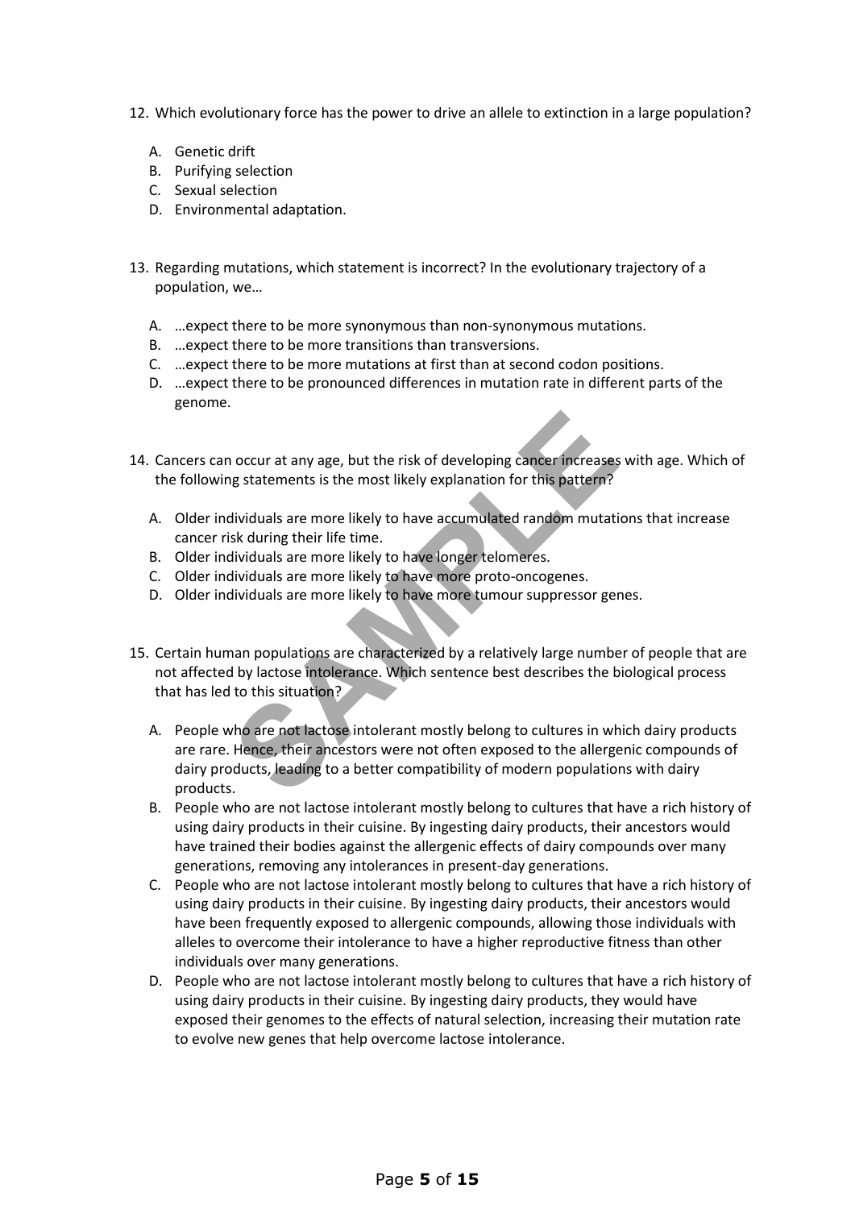12. Which evolutionary force has the power to drive an allele to extinction in a large population?

    A. Genetic drift
    B. Purifying selection
    C. Sexual selection
    D. Environmental adaptation.

13. Regarding mutations, which statement is incorrect? In the evolutionary trajectory of a population, we…

    A. …expect there to be more synonymous than non-synonymous mutations.
    B. …expect there to be more transitions than transversions.
    C. …expect there to be more mutations at first than at second codon positions.
    D. …expect there to be pronounced differences in mutation rate in different parts of the genome.

14. Cancers can occur at any age, but the risk of developing cancer increases with age. Which of the following statements is the most likely explanation for this pattern?

    A. Older individuals are more likely to have accumulated random mutations that increase cancer risk during their life time.
    B. Older individuals are more likely to have longer telomeres.
    C. Older individuals are more likely to have more proto-oncogenes.
    D. Older individuals are more likely to have more tumour suppressor genes.

15. Certain human populations are characterized by a relatively large number of people that are not affected by lactose intolerance. Which sentence best describes the biological process that has led to this situation?

    A. People who are not lactose intolerant mostly belong to cultures in which dairy products are rare. Hence, their ancestors were not often exposed to the allergenic compounds of dairy products, leading to a better compatibility of modern populations with dairy products.
    B. People who are not lactose intolerant mostly belong to cultures that have a rich history of using dairy products in their cuisine. By ingesting dairy products, their ancestors would have trained their bodies against the allergenic effects of dairy compounds over many generations, removing any intolerances in present-day generations.
    C. People who are not lactose intolerant mostly belong to cultures that have a rich history of using dairy products in their cuisine. By ingesting dairy products, their ancestors would have been frequently exposed to allergenic compounds, allowing those individuals with alleles to overcome their intolerance to have a higher reproductive fitness than other individuals over many generations.
    D. People who are not lactose intolerant mostly belong to cultures that have a rich history of using dairy products in their cuisine. By ingesting dairy products, they would have exposed their genomes to the effects of natural selection, increasing their mutation rate to evolve new genes that help overcome lactose intolerance.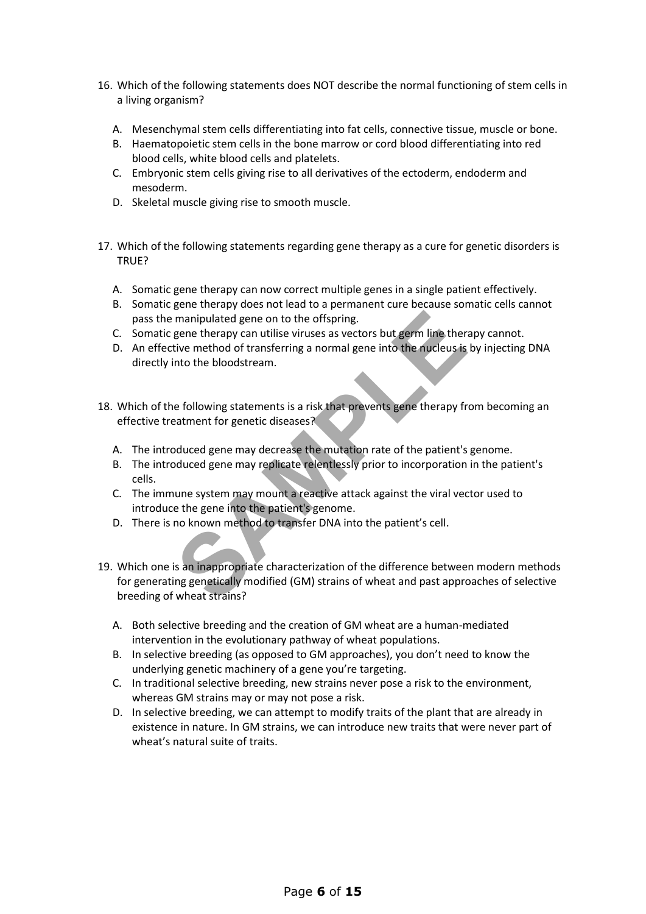16. Which of the following statements does NOT describe the normal functioning of stem cells in a living organism?

    A. Mesenchymal stem cells differentiating into fat cells, connective tissue, muscle or bone.
    B. Haematopoietic stem cells in the bone marrow or cord blood differentiating into red blood cells, white blood cells and platelets.
    C. Embryonic stem cells giving rise to all derivatives of the ectoderm, endoderm and mesoderm.
    D. Skeletal muscle giving rise to smooth muscle.

17. Which of the following statements regarding gene therapy as a cure for genetic disorders is TRUE?

    A. Somatic gene therapy can now correct multiple genes in a single patient effectively.
    B. Somatic gene therapy does not lead to a permanent cure because somatic cells cannot pass the manipulated gene on to the offspring.
    C. Somatic gene therapy can utilise viruses as vectors but germ line therapy cannot.
    D. An effective method of transferring a normal gene into the nucleus is by injecting DNA directly into the bloodstream.

18. Which of the following statements is a risk that prevents gene therapy from becoming an effective treatment for genetic diseases?

    A. The introduced gene may decrease the mutation rate of the patient's genome.
    B. The introduced gene may replicate relentlessly prior to incorporation in the patient's cells.
    C. The immune system may mount a reactive attack against the viral vector used to introduce the gene into the patient's genome.
    D. There is no known method to transfer DNA into the patient's cell.

19. Which one is an inappropriate characterization of the difference between modern methods for generating genetically modified (GM) strains of wheat and past approaches of selective breeding of wheat strains?

    A. Both selective breeding and the creation of GM wheat are a human-mediated intervention in the evolutionary pathway of wheat populations.
    B. In selective breeding (as opposed to GM approaches), you don't need to know the underlying genetic machinery of a gene you're targeting.
    C. In traditional selective breeding, new strains never pose a risk to the environment, whereas GM strains may or may not pose a risk.
    D. In selective breeding, we can attempt to modify traits of the plant that are already in existence in nature. In GM strains, we can introduce new traits that were never part of wheat's natural suite of traits.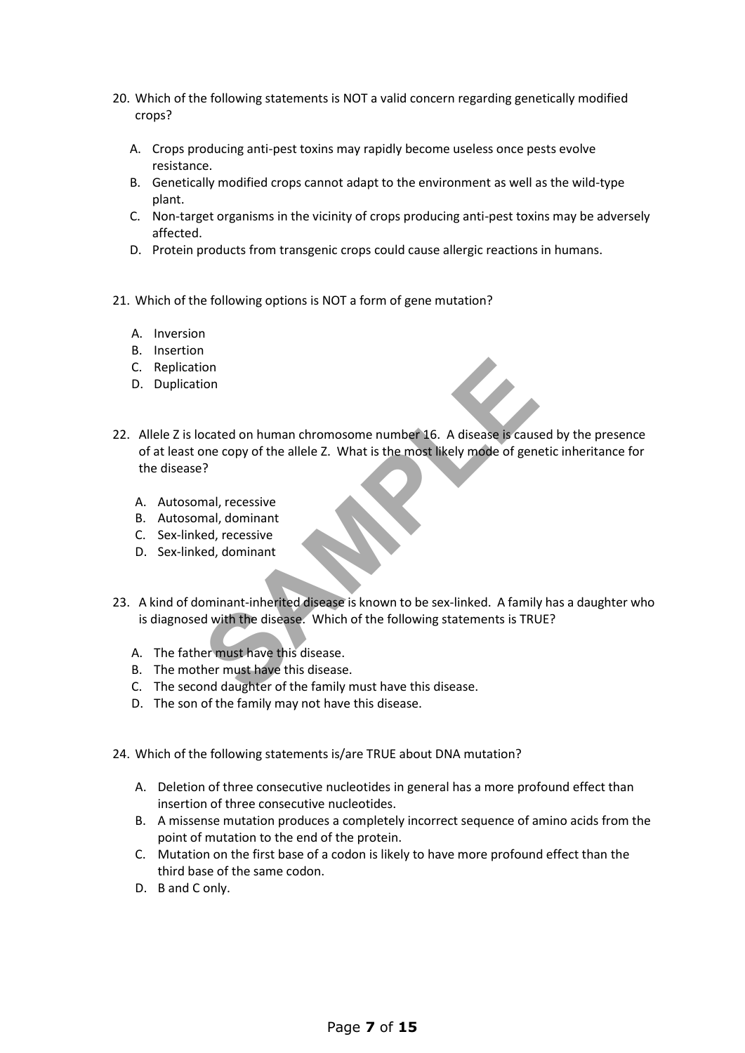20. Which of the following statements is NOT a valid concern regarding genetically modified crops?

    A. Crops producing anti-pest toxins may rapidly become useless once pests evolve resistance.
    B. Genetically modified crops cannot adapt to the environment as well as the wild-type plant.
    C. Non-target organisms in the vicinity of crops producing anti-pest toxins may be adversely affected.
    D. Protein products from transgenic crops could cause allergic reactions in humans.

21. Which of the following options is NOT a form of gene mutation?

    A. Inversion
    B. Insertion
    C. Replication
    D. Duplication

22. Allele Z is located on human chromosome number 16. A disease is caused by the presence of at least one copy of the allele Z. What is the most likely mode of genetic inheritance for the disease?

    A. Autosomal, recessive
    B. Autosomal, dominant
    C. Sex-linked, recessive
    D. Sex-linked, dominant

23. A kind of dominant-inherited disease is known to be sex-linked. A family has a daughter who is diagnosed with the disease. Which of the following statements is TRUE?

    A. The father must have this disease.
    B. The mother must have this disease.
    C. The second daughter of the family must have this disease.
    D. The son of the family may not have this disease.

24. Which of the following statements is/are TRUE about DNA mutation?

    A. Deletion of three consecutive nucleotides in general has a more profound effect than insertion of three consecutive nucleotides.
    B. A missense mutation produces a completely incorrect sequence of amino acids from the point of mutation to the end of the protein.
    C. Mutation on the first base of a codon is likely to have more profound effect than the third base of the same codon.
    D. B and C only.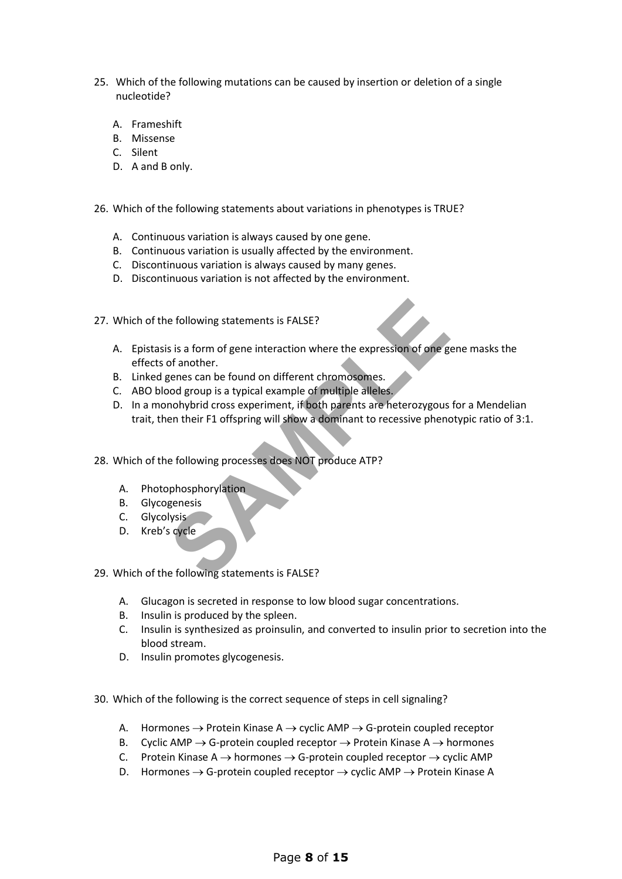25. Which of the following mutations can be caused by insertion or deletion of a single nucleotide?

    A. Frameshift
    B. Missense
    C. Silent
    D. A and B only.

26. Which of the following statements about variations in phenotypes is TRUE?

    A. Continuous variation is always caused by one gene.
    B. Continuous variation is usually affected by the environment.
    C. Discontinuous variation is always caused by many genes.
    D. Discontinuous variation is not affected by the environment.

27. Which of the following statements is FALSE?

    A. Epistasis is a form of gene interaction where the expression of one gene masks the effects of another.
    B. Linked genes can be found on different chromosomes.
    C. ABO blood group is a typical example of multiple alleles.
    D. In a monohybrid cross experiment, if both parents are heterozygous for a Mendelian trait, then their F1 offspring will show a dominant to recessive phenotypic ratio of 3:1.

28. Which of the following processes does NOT produce ATP?

    A. Photophosphorylation
    B. Glycogenesis
    C. Glycolysis
    D. Kreb's cycle

29. Which of the following statements is FALSE?

    A. Glucagon is secreted in response to low blood sugar concentrations.
    B. Insulin is produced by the spleen.
    C. Insulin is synthesized as proinsulin, and converted to insulin prior to secretion into the blood stream.
    D. Insulin promotes glycogenesis.

30. Which of the following is the correct sequence of steps in cell signaling?

    A. Hormones $\rightarrow$ Protein Kinase A $\rightarrow$ cyclic AMP $\rightarrow$ G-protein coupled receptor
    B. Cyclic AMP $\rightarrow$ G-protein coupled receptor $\rightarrow$ Protein Kinase A $\rightarrow$ hormones
    C. Protein Kinase A $\rightarrow$ hormones $\rightarrow$ G-protein coupled receptor $\rightarrow$ cyclic AMP
    D. Hormones $\rightarrow$ G-protein coupled receptor $\rightarrow$ cyclic AMP $\rightarrow$ Protein Kinase A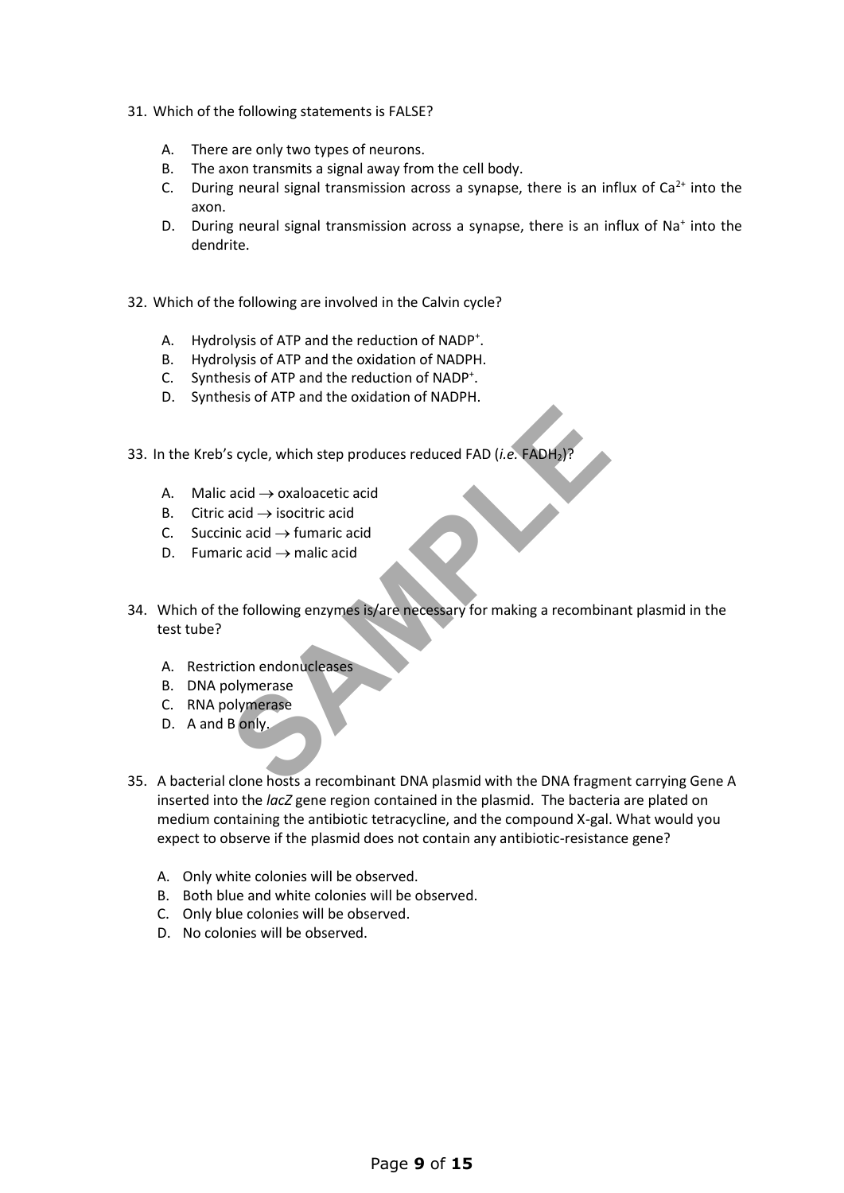31. Which of the following statements is FALSE?

    A. There are only two types of neurons.
    B. The axon transmits a signal away from the cell body.
    C. During neural signal transmission across a synapse, there is an influx of $Ca^{2+}$ into the axon.
    D. During neural signal transmission across a synapse, there is an influx of $Na^{+}$ into the dendrite.

32. Which of the following are involved in the Calvin cycle?

    A. Hydrolysis of ATP and the reduction of $NADP^{+}$.
    B. Hydrolysis of ATP and the oxidation of NADPH.
    C. Synthesis of ATP and the reduction of $NADP^{+}$.
    D. Synthesis of ATP and the oxidation of NADPH.

33. In the Kreb's cycle, which step produces reduced FAD (*i.e.* $FADH_2$)?

    A. Malic acid $\rightarrow$ oxaloacetic acid
    B. Citric acid $\rightarrow$ isocitric acid
    C. Succinic acid $\rightarrow$ fumaric acid
    D. Fumaric acid $\rightarrow$ malic acid

34. Which of the following enzymes is/are necessary for making a recombinant plasmid in the test tube?

    A. Restriction endonucleases
    B. DNA polymerase
    C. RNA polymerase
    D. A and B only.

35. A bacterial clone hosts a recombinant DNA plasmid with the DNA fragment carrying Gene A inserted into the *lacZ* gene region contained in the plasmid. The bacteria are plated on medium containing the antibiotic tetracycline, and the compound X-gal. What would you expect to observe if the plasmid does not contain any antibiotic-resistance gene?

    A. Only white colonies will be observed.
    B. Both blue and white colonies will be observed.
    C. Only blue colonies will be observed.
    D. No colonies will be observed.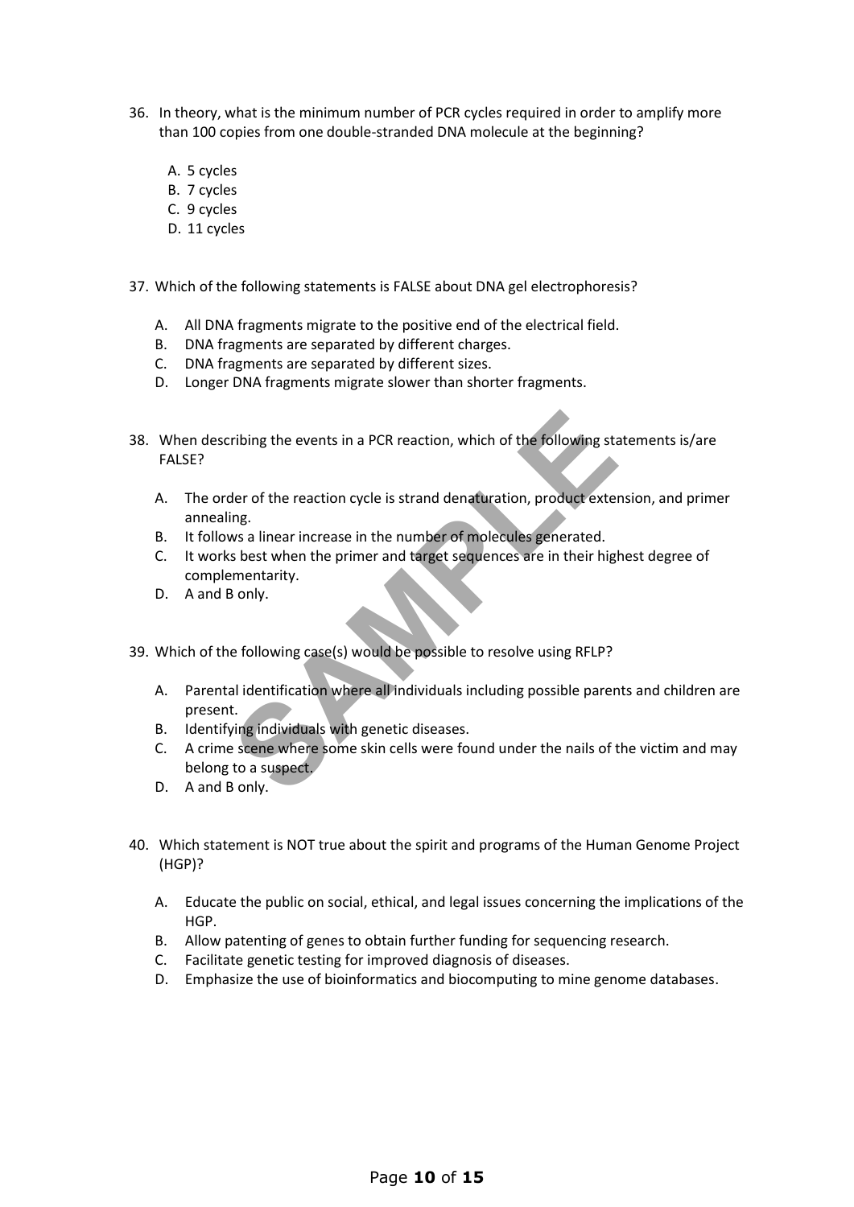36. In theory, what is the minimum number of PCR cycles required in order to amplify more than 100 copies from one double-stranded DNA molecule at the beginning?

    A. 5 cycles
    B. 7 cycles
    C. 9 cycles
    D. 11 cycles

37. Which of the following statements is FALSE about DNA gel electrophoresis?

    A. All DNA fragments migrate to the positive end of the electrical field.
    B. DNA fragments are separated by different charges.
    C. DNA fragments are separated by different sizes.
    D. Longer DNA fragments migrate slower than shorter fragments.

38. When describing the events in a PCR reaction, which of the following statements is/are FALSE?

    A. The order of the reaction cycle is strand denaturation, product extension, and primer annealing.
    B. It follows a linear increase in the number of molecules generated.
    C. It works best when the primer and target sequences are in their highest degree of complementarity.
    D. A and B only.

39. Which of the following case(s) would be possible to resolve using RFLP?

    A. Parental identification where all individuals including possible parents and children are present.
    B. Identifying individuals with genetic diseases.
    C. A crime scene where some skin cells were found under the nails of the victim and may belong to a suspect.
    D. A and B only.

40. Which statement is NOT true about the spirit and programs of the Human Genome Project (HGP)?

    A. Educate the public on social, ethical, and legal issues concerning the implications of the HGP.
    B. Allow patenting of genes to obtain further funding for sequencing research.
    C. Facilitate genetic testing for improved diagnosis of diseases.
    D. Emphasize the use of bioinformatics and biocomputing to mine genome databases.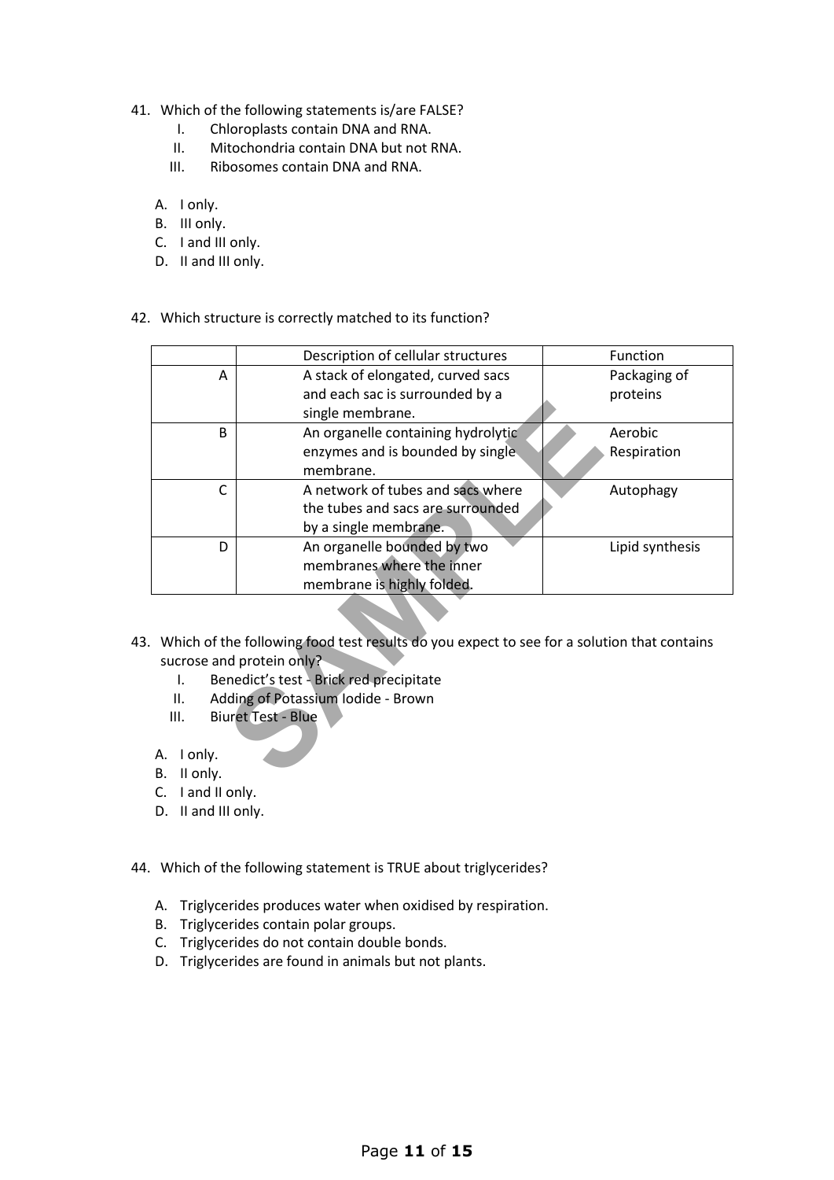41. Which of the following statements is/are FALSE?
    I. Chloroplasts contain DNA and RNA.
    II. Mitochondria contain DNA but not RNA.
    III. Ribosomes contain DNA and RNA.

    A. I only.
    B. III only.
    C. I and III only.
    D. II and III only.

42. Which structure is correctly matched to its function?

| | Description of cellular structures | Function |
|---|---|---|
| A | A stack of elongated, curved sacs and each sac is surrounded by a single membrane. | Packaging of proteins |
| B | An organelle containing hydrolytic enzymes and is bounded by single membrane. | Aerobic Respiration |
| C | A network of tubes and sacs where the tubes and sacs are surrounded by a single membrane. | Autophagy |
| D | An organelle bounded by two membranes where the inner membrane is highly folded. | Lipid synthesis |

43. Which of the following food test results do you expect to see for a solution that contains sucrose and protein only?
    I. Benedict's test - Brick red precipitate
    II. Adding of Potassium Iodide - Brown
    III. Biuret Test - Blue

    A. I only.
    B. II only.
    C. I and II only.
    D. II and III only.

44. Which of the following statement is TRUE about triglycerides?

    A. Triglycerides produces water when oxidised by respiration.
    B. Triglycerides contain polar groups.
    C. Triglycerides do not contain double bonds.
    D. Triglycerides are found in animals but not plants.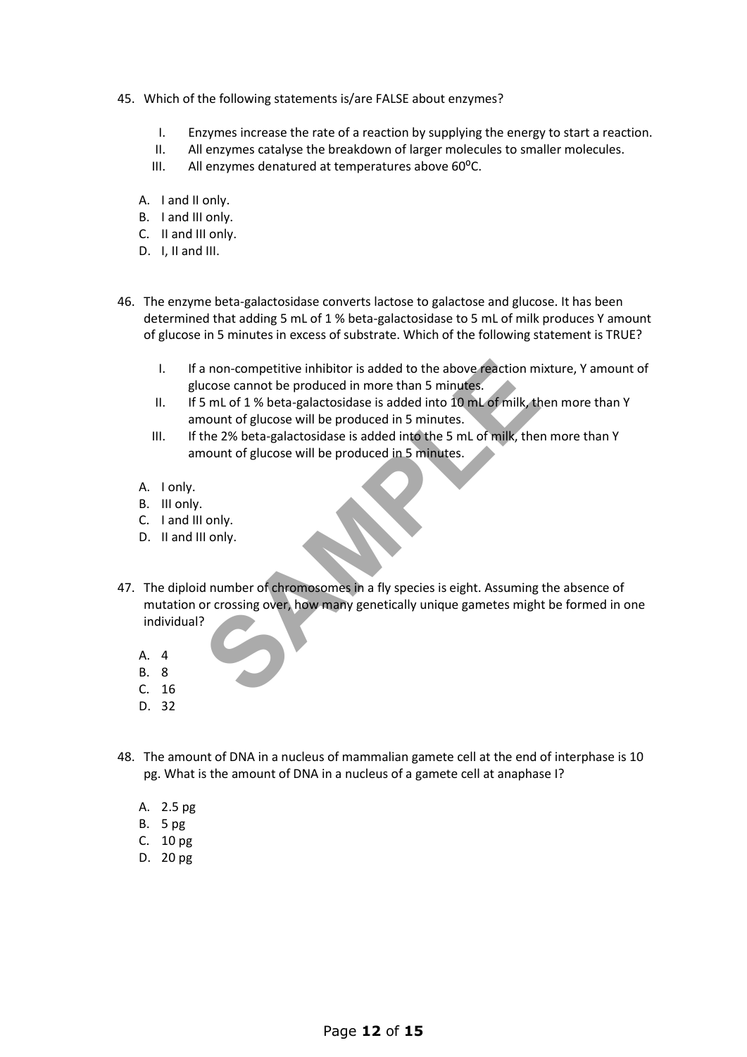45. Which of the following statements is/are FALSE about enzymes?

    I. Enzymes increase the rate of a reaction by supplying the energy to start a reaction.
    II. All enzymes catalyse the breakdown of larger molecules to smaller molecules.
    III. All enzymes denatured at temperatures above $60^{o}$C.

    A. I and II only.
    B. I and III only.
    C. II and III only.
    D. I, II and III.

46. The enzyme beta-galactosidase converts lactose to galactose and glucose. It has been determined that adding 5 mL of 1 % beta-galactosidase to 5 mL of milk produces Y amount of glucose in 5 minutes in excess of substrate. Which of the following statement is TRUE?

    I. If a non-competitive inhibitor is added to the above reaction mixture, Y amount of glucose cannot be produced in more than 5 minutes.
    II. If 5 mL of 1 % beta-galactosidase is added into 10 mL of milk, then more than Y amount of glucose will be produced in 5 minutes.
    III. If the 2% beta-galactosidase is added into the 5 mL of milk, then more than Y amount of glucose will be produced in 5 minutes.

    A. I only.
    B. III only.
    C. I and III only.
    D. II and III only.

47. The diploid number of chromosomes in a fly species is eight. Assuming the absence of mutation or crossing over, how many genetically unique gametes might be formed in one individual?

    A. 4
    B. 8
    C. 16
    D. 32

48. The amount of DNA in a nucleus of mammalian gamete cell at the end of interphase is 10 pg. What is the amount of DNA in a nucleus of a gamete cell at anaphase I?

    A. 2.5 pg
    B. 5 pg
    C. 10 pg
    D. 20 pg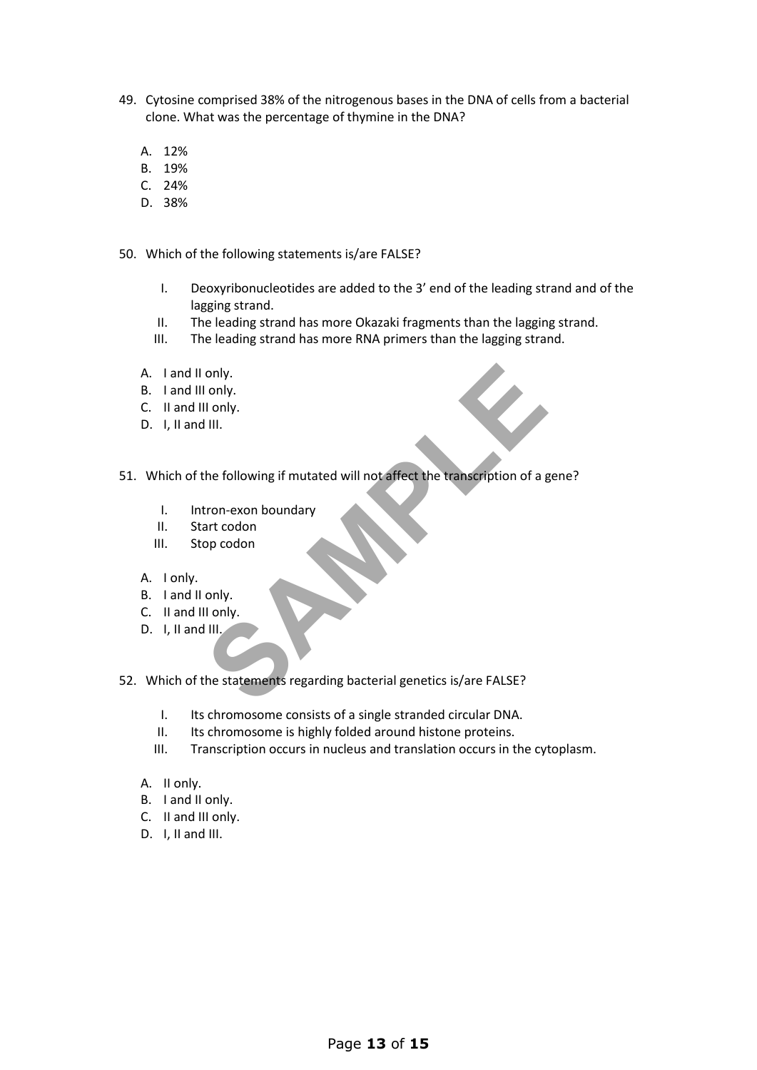49. Cytosine comprised 38% of the nitrogenous bases in the DNA of cells from a bacterial clone. What was the percentage of thymine in the DNA?

    A. 12%
    B. 19%
    C. 24%
    D. 38%

50. Which of the following statements is/are FALSE?

    I. Deoxyribonucleotides are added to the 3' end of the leading strand and of the lagging strand.
    II. The leading strand has more Okazaki fragments than the lagging strand.
    III. The leading strand has more RNA primers than the lagging strand.

    A. I and II only.
    B. I and III only.
    C. II and III only.
    D. I, II and III.

51. Which of the following if mutated will not affect the transcription of a gene?

    I. Intron-exon boundary
    II. Start codon
    III. Stop codon

    A. I only.
    B. I and II only.
    C. II and III only.
    D. I, II and III.

52. Which of the statements regarding bacterial genetics is/are FALSE?

    I. Its chromosome consists of a single stranded circular DNA.
    II. Its chromosome is highly folded around histone proteins.
    III. Transcription occurs in nucleus and translation occurs in the cytoplasm.

    A. II only.
    B. I and II only.
    C. II and III only.
    D. I, II and III.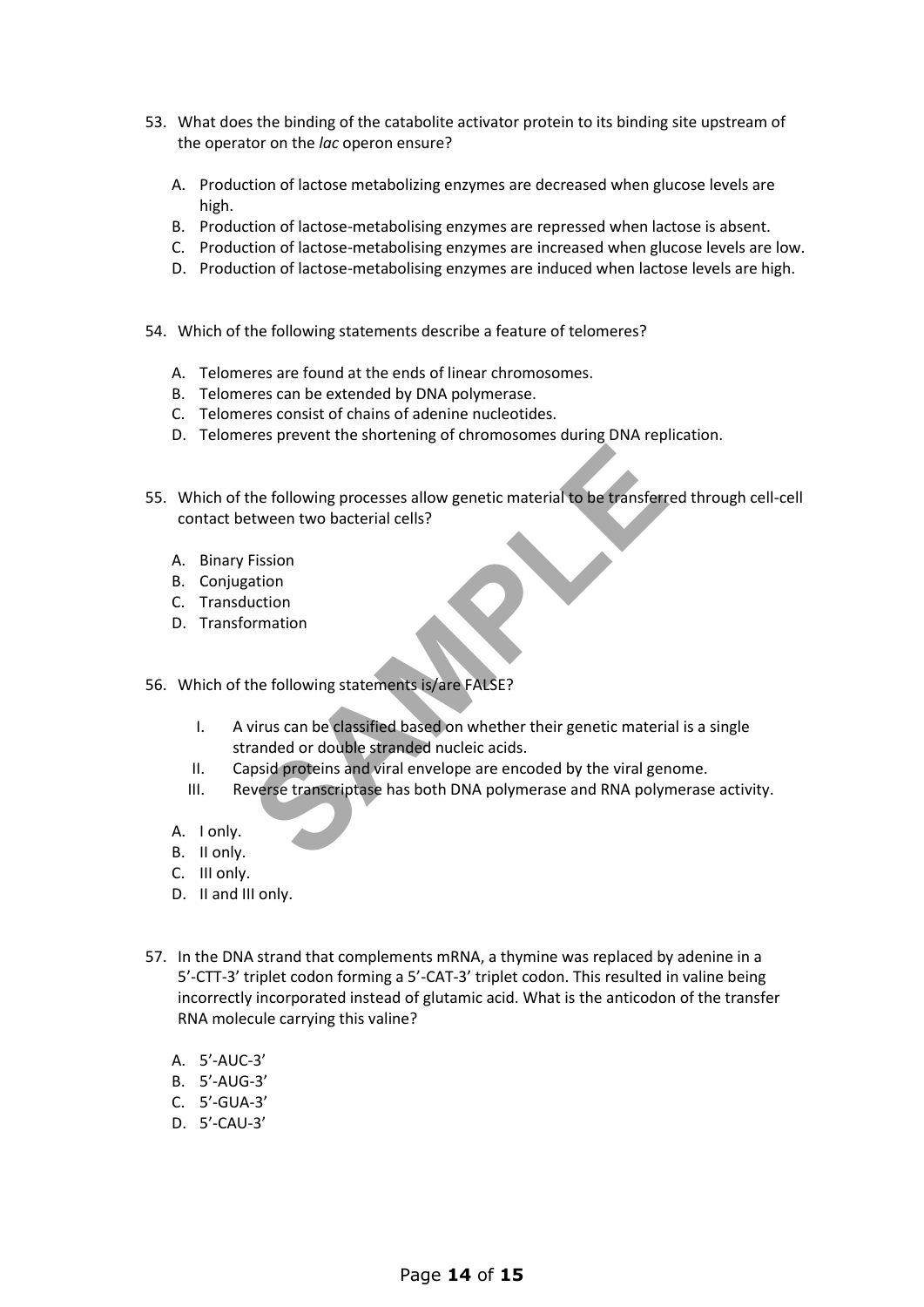53. What does the binding of the catabolite activator protein to its binding site upstream of the operator on the *lac* operon ensure?

    A. Production of lactose metabolizing enzymes are decreased when glucose levels are high.
    B. Production of lactose-metabolising enzymes are repressed when lactose is absent.
    C. Production of lactose-metabolising enzymes are increased when glucose levels are low.
    D. Production of lactose-metabolising enzymes are induced when lactose levels are high.

54. Which of the following statements describe a feature of telomeres?

    A. Telomeres are found at the ends of linear chromosomes.
    B. Telomeres can be extended by DNA polymerase.
    C. Telomeres consist of chains of adenine nucleotides.
    D. Telomeres prevent the shortening of chromosomes during DNA replication.

55. Which of the following processes allow genetic material to be transferred through cell-cell contact between two bacterial cells?

    A. Binary Fission
    B. Conjugation
    C. Transduction
    D. Transformation

56. Which of the following statements is/are FALSE?

    I. A virus can be classified based on whether their genetic material is a single stranded or double stranded nucleic acids.
    II. Capsid proteins and viral envelope are encoded by the viral genome.
    III. Reverse transcriptase has both DNA polymerase and RNA polymerase activity.

    A. I only.
    B. II only.
    C. III only.
    D. II and III only.

57. In the DNA strand that complements mRNA, a thymine was replaced by adenine in a 5'-CTT-3' triplet codon forming a 5'-CAT-3' triplet codon. This resulted in valine being incorrectly incorporated instead of glutamic acid. What is the anticodon of the transfer RNA molecule carrying this valine?

    A. 5'-AUC-3'
    B. 5'-AUG-3'
    C. 5'-GUA-3'
    D. 5'-CAU-3'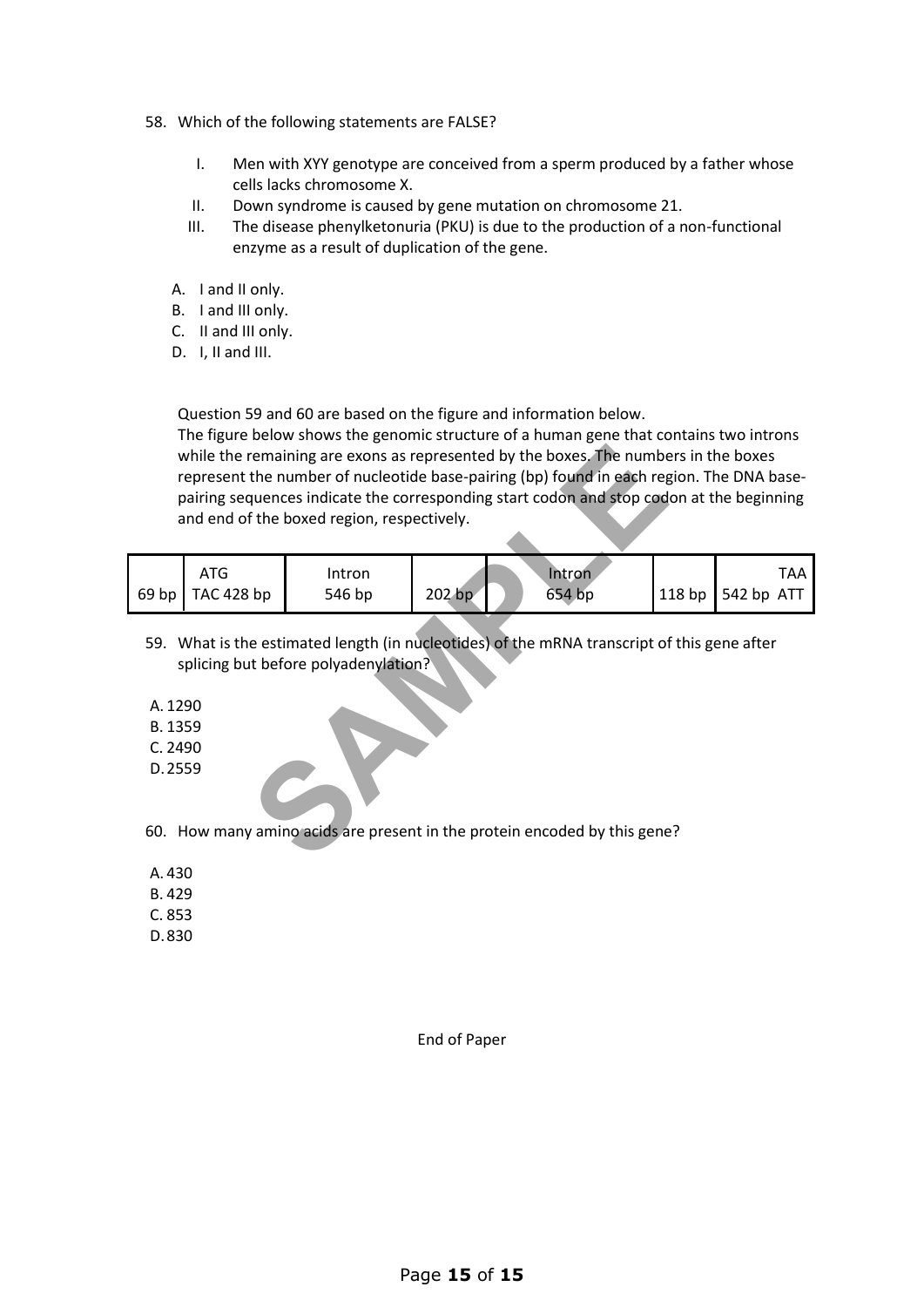58. Which of the following statements are FALSE?

   I. Men with XYY genotype are conceived from a sperm produced by a father whose cells lacks chromosome X.
   II. Down syndrome is caused by gene mutation on chromosome 21.
   III. The disease phenylketonuria (PKU) is due to the production of a non-functional enzyme as a result of duplication of the gene.

   A. I and II only.
   B. I and III only.
   C. II and III only.
   D. I, II and III.

Question 59 and 60 are based on the figure and information below.
The figure below shows the genomic structure of a human gene that contains two introns while the remaining are exons as represented by the boxes. The numbers in the boxes represent the number of nucleotide base-pairing (bp) found in each region. The DNA base-pairing sequences indicate the corresponding start codon and stop codon at the beginning and end of the boxed region, respectively.

| | | | | | | |
|---|---|---|---|---|---|---|
| 69 bp | ATG TAC 428 bp | Intron 546 bp | 202 bp | Intron 654 bp | 118 bp | TAA 542 bp ATT |

59. What is the estimated length (in nucleotides) of the mRNA transcript of this gene after splicing but before polyadenylation?

   A. 1290
   B. 1359
   C. 2490
   D. 2559

60. How many amino acids are present in the protein encoded by this gene?

   A. 430
   B. 429
   C. 853
   D. 830

End of Paper